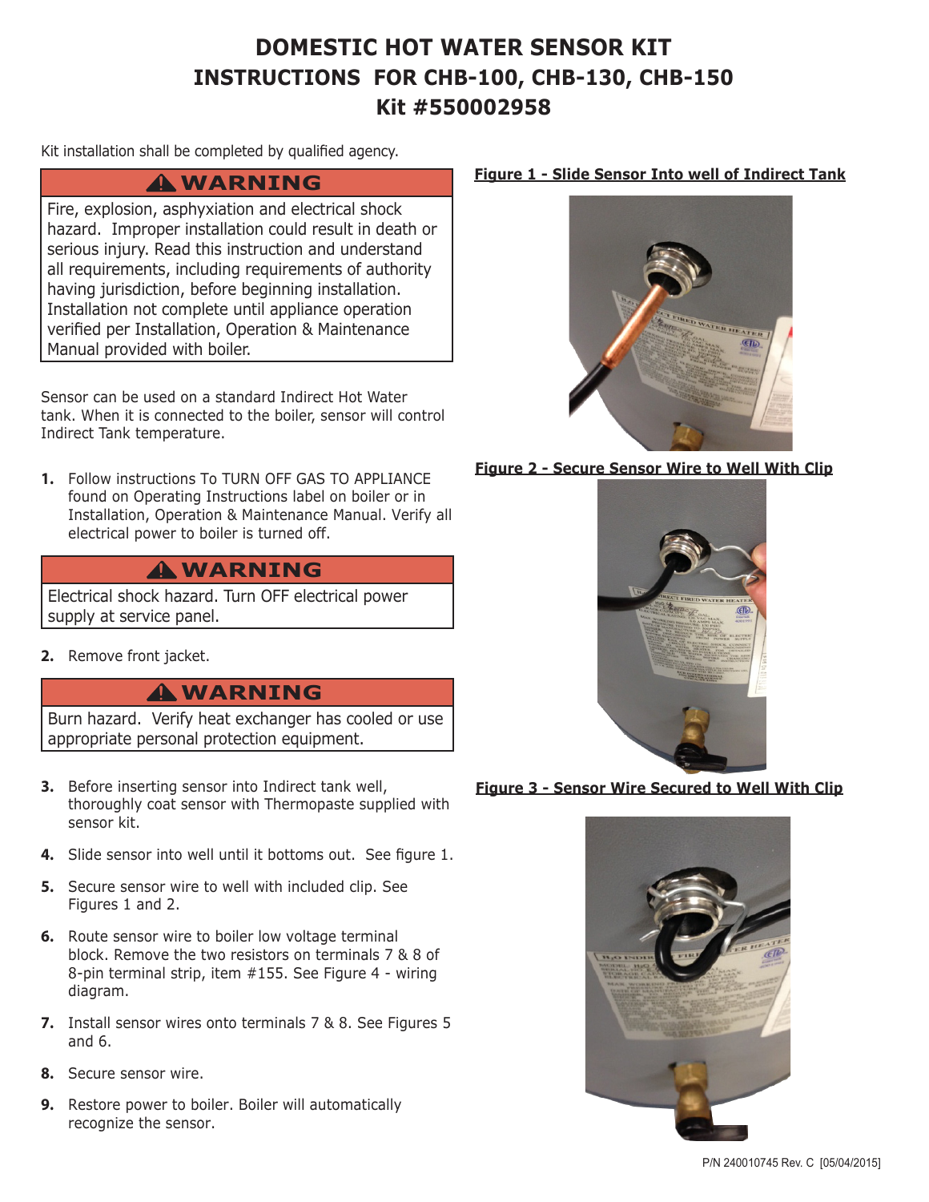# DOMESTIC HOT WATER SENSOR KIT INSTRUCTIONS FOR CHB-100, CHB-130, CHB-150 Kit #550002958

Kit installation shall be completed by qualified agency.

**⚠ WARNING**

Fire, explosion, asphyxiation and electrical shock hazard. Improper installation could result in death or serious injury. Read this instruction and understand all requirements, including requirements of authority having jurisdiction, before beginning installation. Installation not complete until appliance operation verified per Installation, Operation & Maintenance Manual provided with boiler.

Sensor can be used on a standard Indirect Hot Water tank. When it is connected to the boiler, sensor will control Indirect Tank temperature.

1. Follow instructions To TURN OFF GAS TO APPLIANCE found on Operating Instructions label on boiler or in Installation, Operation & Maintenance Manual. Verify all electrical power to boiler is turned off.

**⚠ WARNING**

Electrical shock hazard. Turn OFF electrical power supply at service panel.

2. Remove front jacket.

**⚠ WARNING**

Burn hazard. Verify heat exchanger has cooled or use appropriate personal protection equipment.

3. Before inserting sensor into Indirect tank well, thoroughly coat sensor with Thermopaste supplied with sensor kit.
4. Slide sensor into well until it bottoms out. See figure 1.
5. Secure sensor wire to well with included clip. See Figures 1 and 2.
6. Route sensor wire to boiler low voltage terminal block. Remove the two resistors on terminals 7 & 8 of 8-pin terminal strip, item #155. See Figure 4 - wiring diagram.
7. Install sensor wires onto terminals 7 & 8. See Figures 5 and 6.
8. Secure sensor wire.
9. Restore power to boiler. Boiler will automatically recognize the sensor.

**Figure 1 - Slide Sensor Into well of Indirect Tank**

**Figure 2 - Secure Sensor Wire to Well With Clip**

**Figure 3 - Sensor Wire Secured to Well With Clip**

P/N 240010745 Rev. C [05/04/2015]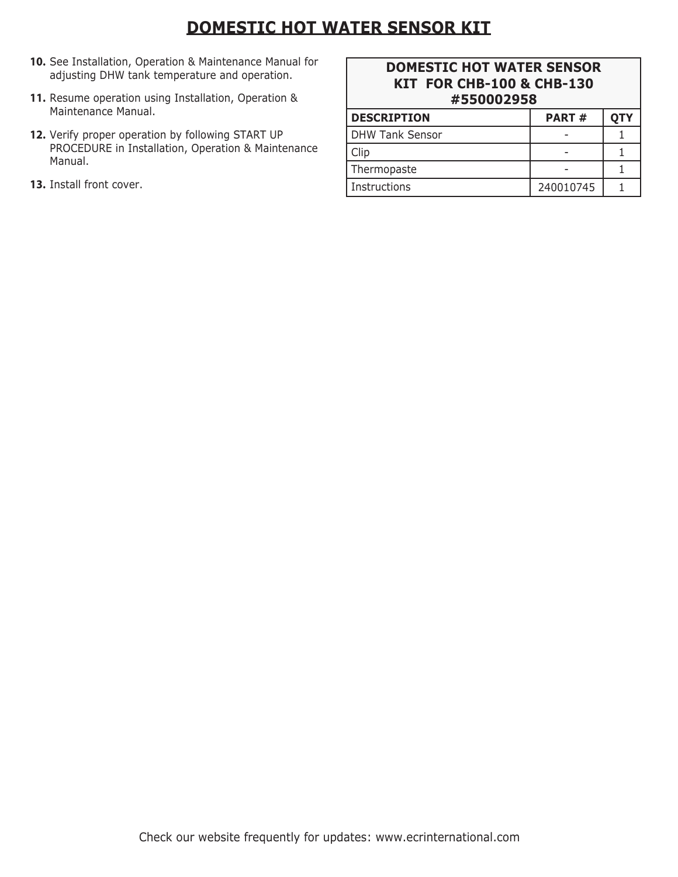# DOMESTIC HOT WATER SENSOR KIT

10. See Installation, Operation & Maintenance Manual for adjusting DHW tank temperature and operation.

11. Resume operation using Installation, Operation & Maintenance Manual.

12. Verify proper operation by following START UP PROCEDURE in Installation, Operation & Maintenance Manual.

13. Install front cover.

| DOMESTIC HOT WATER SENSOR KIT FOR CHB-100 & CHB-130 #550002958 | | |
|---|---|---|
| **DESCRIPTION** | **PART #** | **QTY** |
| DHW Tank Sensor | - | 1 |
| Clip | - | 1 |
| Thermopaste | - | 1 |
| Instructions | 240010745 | 1 |

Check our website frequently for updates: www.ecrinternational.com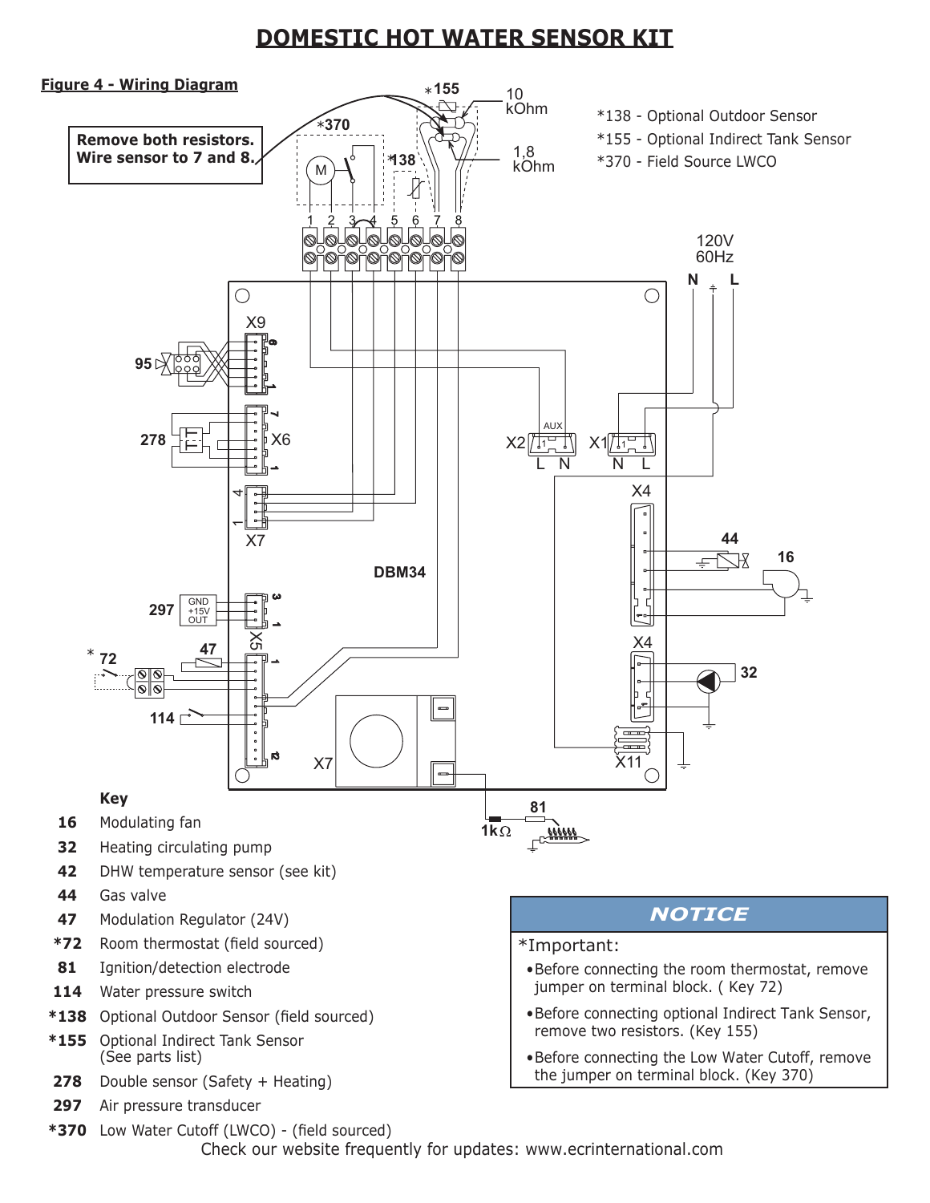# DOMESTIC HOT WATER SENSOR KIT

**Figure 4 - Wiring Diagram**

**Remove both resistors. Wire sensor to 7 and 8.**

*138 - Optional Outdoor Sensor
*155 - Optional Indirect Tank Sensor
*370 - Field Source LWCO

**Key**

| | |
|---|---|
| **16** | Modulating fan |
| **32** | Heating circulating pump |
| **42** | DHW temperature sensor (see kit) |
| **44** | Gas valve |
| **47** | Modulation Regulator (24V) |
| ***72** | Room thermostat (field sourced) |
| **81** | Ignition/detection electrode |
| **114** | Water pressure switch |
| ***138** | Optional Outdoor Sensor (field sourced) |
| ***155** | Optional Indirect Tank Sensor (See parts list) |
| **278** | Double sensor (Safety + Heating) |
| **297** | Air pressure transducer |
| ***370** | Low Water Cutoff (LWCO) - (field sourced) |

**NOTICE**

*Important:

- Before connecting the room thermostat, remove jumper on terminal block. ( Key 72)
- Before connecting optional Indirect Tank Sensor, remove two resistors. (Key 155)
- Before connecting the Low Water Cutoff, remove the jumper on terminal block. (Key 370)

Check our website frequently for updates: www.ecrinternational.com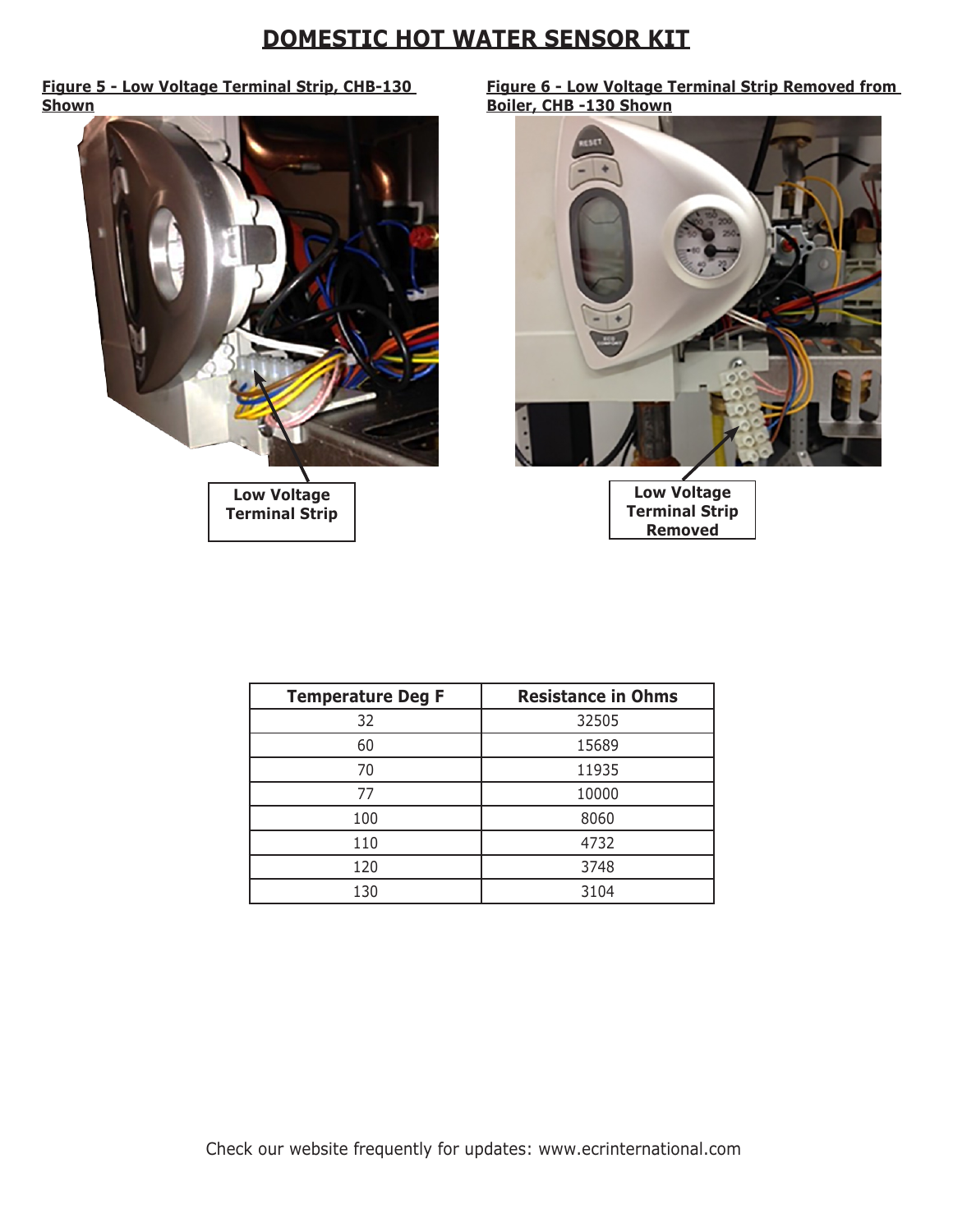# DOMESTIC HOT WATER SENSOR KIT

**Figure 5 - Low Voltage Terminal Strip, CHB-130 Shown**

Low Voltage Terminal Strip

**Figure 6 - Low Voltage Terminal Strip Removed from Boiler, CHB -130 Shown**

Low Voltage Terminal Strip Removed

| Temperature Deg F | Resistance in Ohms |
|---|---|
| 32 | 32505 |
| 60 | 15689 |
| 70 | 11935 |
| 77 | 10000 |
| 100 | 8060 |
| 110 | 4732 |
| 120 | 3748 |
| 130 | 3104 |

Check our website frequently for updates: www.ecrinternational.com